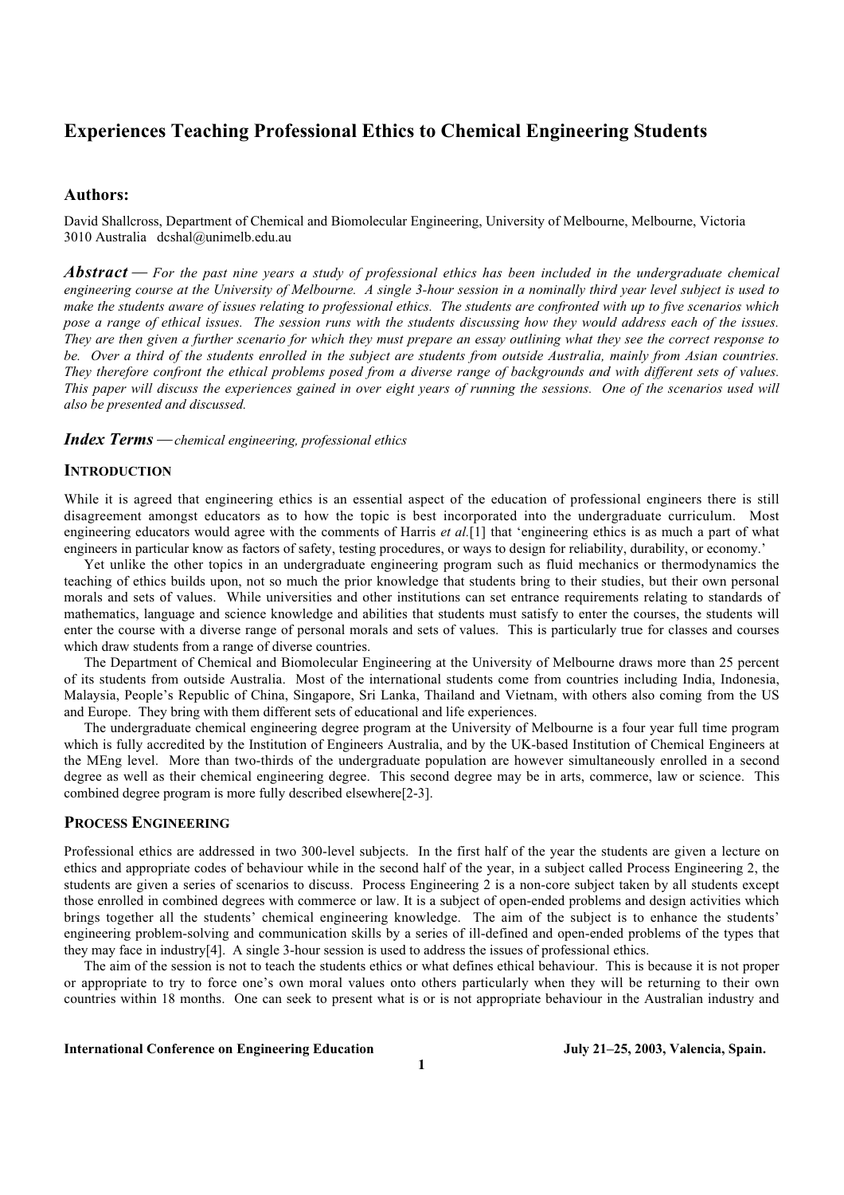# Experiences Teaching Professional Ethics to Chemical Engineering Students

## Authors:

David Shallcross, Department of Chemical and Biomolecular Engineering, University of Melbourne, Melbourne, Victoria 3010 Australia dcshal@unimelb.edu.au

***Abstract*** — *For the past nine years a study of professional ethics has been included in the undergraduate chemical engineering course at the University of Melbourne. A single 3-hour session in a nominally third year level subject is used to make the students aware of issues relating to professional ethics. The students are confronted with up to five scenarios which pose a range of ethical issues. The session runs with the students discussing how they would address each of the issues. They are then given a further scenario for which they must prepare an essay outlining what they see the correct response to be. Over a third of the students enrolled in the subject are students from outside Australia, mainly from Asian countries. They therefore confront the ethical problems posed from a diverse range of backgrounds and with different sets of values. This paper will discuss the experiences gained in over eight years of running the sessions. One of the scenarios used will also be presented and discussed.*

***Index Terms*** — *chemical engineering, professional ethics*

## INTRODUCTION

While it is agreed that engineering ethics is an essential aspect of the education of professional engineers there is still disagreement amongst educators as to how the topic is best incorporated into the undergraduate curriculum. Most engineering educators would agree with the comments of Harris *et al.*[1] that 'engineering ethics is as much a part of what engineers in particular know as factors of safety, testing procedures, or ways to design for reliability, durability, or economy.'

Yet unlike the other topics in an undergraduate engineering program such as fluid mechanics or thermodynamics the teaching of ethics builds upon, not so much the prior knowledge that students bring to their studies, but their own personal morals and sets of values. While universities and other institutions can set entrance requirements relating to standards of mathematics, language and science knowledge and abilities that students must satisfy to enter the courses, the students will enter the course with a diverse range of personal morals and sets of values. This is particularly true for classes and courses which draw students from a range of diverse countries.

The Department of Chemical and Biomolecular Engineering at the University of Melbourne draws more than 25 percent of its students from outside Australia. Most of the international students come from countries including India, Indonesia, Malaysia, People's Republic of China, Singapore, Sri Lanka, Thailand and Vietnam, with others also coming from the US and Europe. They bring with them different sets of educational and life experiences.

The undergraduate chemical engineering degree program at the University of Melbourne is a four year full time program which is fully accredited by the Institution of Engineers Australia, and by the UK-based Institution of Chemical Engineers at the MEng level. More than two-thirds of the undergraduate population are however simultaneously enrolled in a second degree as well as their chemical engineering degree. This second degree may be in arts, commerce, law or science. This combined degree program is more fully described elsewhere[2-3].

## PROCESS ENGINEERING

Professional ethics are addressed in two 300-level subjects. In the first half of the year the students are given a lecture on ethics and appropriate codes of behaviour while in the second half of the year, in a subject called Process Engineering 2, the students are given a series of scenarios to discuss. Process Engineering 2 is a non-core subject taken by all students except those enrolled in combined degrees with commerce or law. It is a subject of open-ended problems and design activities which brings together all the students' chemical engineering knowledge. The aim of the subject is to enhance the students' engineering problem-solving and communication skills by a series of ill-defined and open-ended problems of the types that they may face in industry[4]. A single 3-hour session is used to address the issues of professional ethics.

The aim of the session is not to teach the students ethics or what defines ethical behaviour. This is because it is not proper or appropriate to try to force one's own moral values onto others particularly when they will be returning to their own countries within 18 months. One can seek to present what is or is not appropriate behaviour in the Australian industry and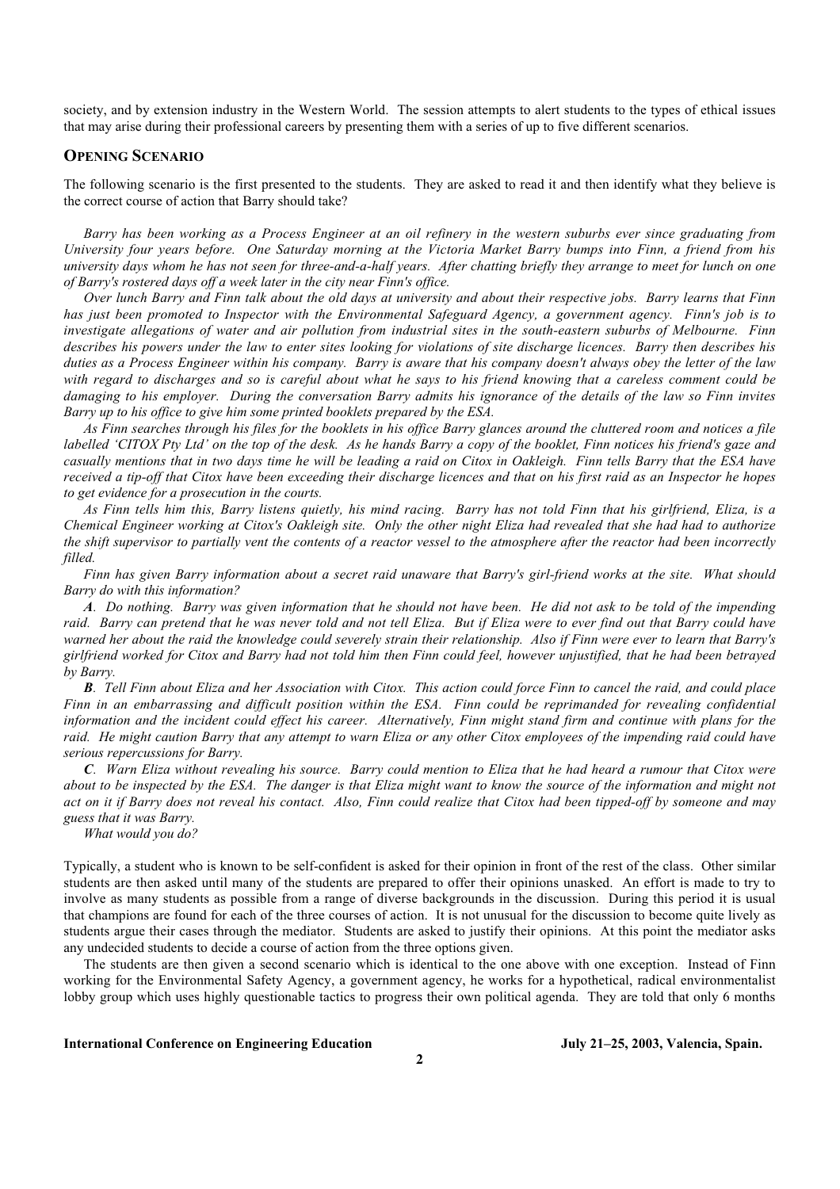society, and by extension industry in the Western World. The session attempts to alert students to the types of ethical issues that may arise during their professional careers by presenting them with a series of up to five different scenarios.

## OPENING SCENARIO

The following scenario is the first presented to the students. They are asked to read it and then identify what they believe is the correct course of action that Barry should take?

*Barry has been working as a Process Engineer at an oil refinery in the western suburbs ever since graduating from University four years before. One Saturday morning at the Victoria Market Barry bumps into Finn, a friend from his university days whom he has not seen for three-and-a-half years. After chatting briefly they arrange to meet for lunch on one of Barry's rostered days off a week later in the city near Finn's office.*

*Over lunch Barry and Finn talk about the old days at university and about their respective jobs. Barry learns that Finn has just been promoted to Inspector with the Environmental Safeguard Agency, a government agency. Finn's job is to investigate allegations of water and air pollution from industrial sites in the south-eastern suburbs of Melbourne. Finn describes his powers under the law to enter sites looking for violations of site discharge licences. Barry then describes his duties as a Process Engineer within his company. Barry is aware that his company doesn't always obey the letter of the law with regard to discharges and so is careful about what he says to his friend knowing that a careless comment could be damaging to his employer. During the conversation Barry admits his ignorance of the details of the law so Finn invites Barry up to his office to give him some printed booklets prepared by the ESA.*

*As Finn searches through his files for the booklets in his office Barry glances around the cluttered room and notices a file labelled 'CITOX Pty Ltd' on the top of the desk. As he hands Barry a copy of the booklet, Finn notices his friend's gaze and casually mentions that in two days time he will be leading a raid on Citox in Oakleigh. Finn tells Barry that the ESA have received a tip-off that Citox have been exceeding their discharge licences and that on his first raid as an Inspector he hopes to get evidence for a prosecution in the courts.*

*As Finn tells him this, Barry listens quietly, his mind racing. Barry has not told Finn that his girlfriend, Eliza, is a Chemical Engineer working at Citox's Oakleigh site. Only the other night Eliza had revealed that she had had to authorize the shift supervisor to partially vent the contents of a reactor vessel to the atmosphere after the reactor had been incorrectly filled.*

*Finn has given Barry information about a secret raid unaware that Barry's girl-friend works at the site. What should Barry do with this information?*

***A**. Do nothing. Barry was given information that he should not have been. He did not ask to be told of the impending raid. Barry can pretend that he was never told and not tell Eliza. But if Eliza were to ever find out that Barry could have warned her about the raid the knowledge could severely strain their relationship. Also if Finn were ever to learn that Barry's girlfriend worked for Citox and Barry had not told him then Finn could feel, however unjustified, that he had been betrayed by Barry.*

***B**. Tell Finn about Eliza and her Association with Citox. This action could force Finn to cancel the raid, and could place Finn in an embarrassing and difficult position within the ESA. Finn could be reprimanded for revealing confidential information and the incident could effect his career. Alternatively, Finn might stand firm and continue with plans for the raid. He might caution Barry that any attempt to warn Eliza or any other Citox employees of the impending raid could have serious repercussions for Barry.*

***C**. Warn Eliza without revealing his source. Barry could mention to Eliza that he had heard a rumour that Citox were about to be inspected by the ESA. The danger is that Eliza might want to know the source of the information and might not act on it if Barry does not reveal his contact. Also, Finn could realize that Citox had been tipped-off by someone and may guess that it was Barry.*

*What would you do?*

Typically, a student who is known to be self-confident is asked for their opinion in front of the rest of the class. Other similar students are then asked until many of the students are prepared to offer their opinions unasked. An effort is made to try to involve as many students as possible from a range of diverse backgrounds in the discussion. During this period it is usual that champions are found for each of the three courses of action. It is not unusual for the discussion to become quite lively as students argue their cases through the mediator. Students are asked to justify their opinions. At this point the mediator asks any undecided students to decide a course of action from the three options given.

The students are then given a second scenario which is identical to the one above with one exception. Instead of Finn working for the Environmental Safety Agency, a government agency, he works for a hypothetical, radical environmentalist lobby group which uses highly questionable tactics to progress their own political agenda. They are told that only 6 months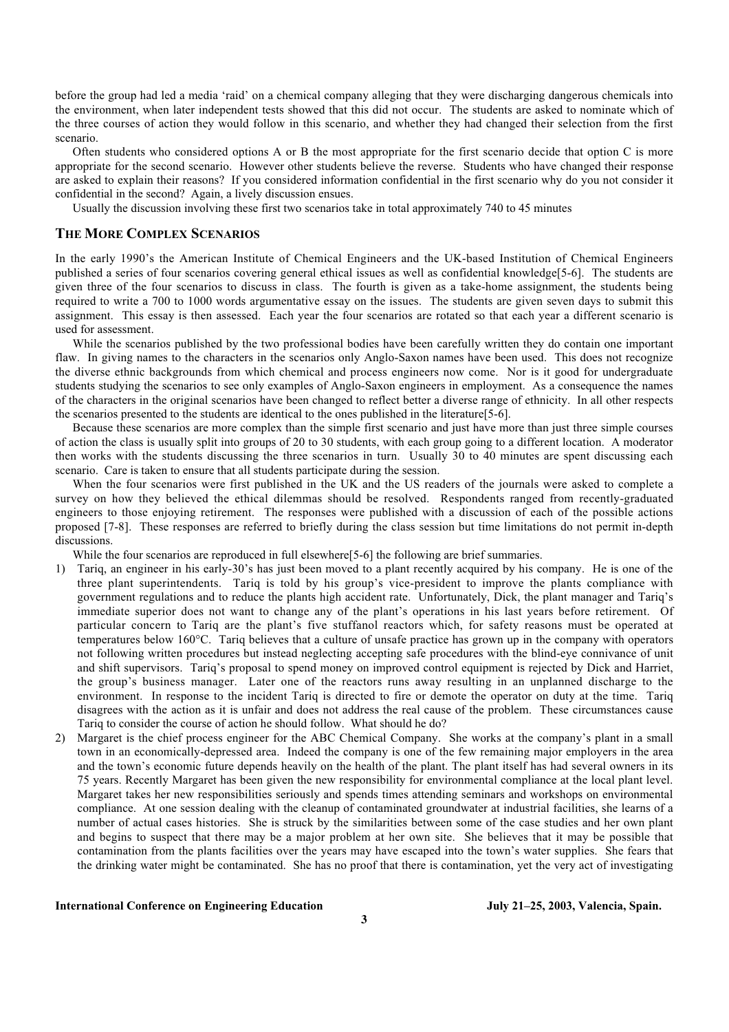before the group had led a media 'raid' on a chemical company alleging that they were discharging dangerous chemicals into the environment, when later independent tests showed that this did not occur. The students are asked to nominate which of the three courses of action they would follow in this scenario, and whether they had changed their selection from the first scenario.

Often students who considered options A or B the most appropriate for the first scenario decide that option C is more appropriate for the second scenario. However other students believe the reverse. Students who have changed their response are asked to explain their reasons? If you considered information confidential in the first scenario why do you not consider it confidential in the second? Again, a lively discussion ensues.

Usually the discussion involving these first two scenarios take in total approximately 740 to 45 minutes

## THE MORE COMPLEX SCENARIOS

In the early 1990's the American Institute of Chemical Engineers and the UK-based Institution of Chemical Engineers published a series of four scenarios covering general ethical issues as well as confidential knowledge[5-6]. The students are given three of the four scenarios to discuss in class. The fourth is given as a take-home assignment, the students being required to write a 700 to 1000 words argumentative essay on the issues. The students are given seven days to submit this assignment. This essay is then assessed. Each year the four scenarios are rotated so that each year a different scenario is used for assessment.

While the scenarios published by the two professional bodies have been carefully written they do contain one important flaw. In giving names to the characters in the scenarios only Anglo-Saxon names have been used. This does not recognize the diverse ethnic backgrounds from which chemical and process engineers now come. Nor is it good for undergraduate students studying the scenarios to see only examples of Anglo-Saxon engineers in employment. As a consequence the names of the characters in the original scenarios have been changed to reflect better a diverse range of ethnicity. In all other respects the scenarios presented to the students are identical to the ones published in the literature[5-6].

Because these scenarios are more complex than the simple first scenario and just have more than just three simple courses of action the class is usually split into groups of 20 to 30 students, with each group going to a different location. A moderator then works with the students discussing the three scenarios in turn. Usually 30 to 40 minutes are spent discussing each scenario. Care is taken to ensure that all students participate during the session.

When the four scenarios were first published in the UK and the US readers of the journals were asked to complete a survey on how they believed the ethical dilemmas should be resolved. Respondents ranged from recently-graduated engineers to those enjoying retirement. The responses were published with a discussion of each of the possible actions proposed [7-8]. These responses are referred to briefly during the class session but time limitations do not permit in-depth discussions.

While the four scenarios are reproduced in full elsewhere[5-6] the following are brief summaries.

1) Tariq, an engineer in his early-30's has just been moved to a plant recently acquired by his company. He is one of the three plant superintendents. Tariq is told by his group's vice-president to improve the plants compliance with government regulations and to reduce the plants high accident rate. Unfortunately, Dick, the plant manager and Tariq's immediate superior does not want to change any of the plant's operations in his last years before retirement. Of particular concern to Tariq are the plant's five stuffanol reactors which, for safety reasons must be operated at temperatures below 160°C. Tariq believes that a culture of unsafe practice has grown up in the company with operators not following written procedures but instead neglecting accepting safe procedures with the blind-eye connivance of unit and shift supervisors. Tariq's proposal to spend money on improved control equipment is rejected by Dick and Harriet, the group's business manager. Later one of the reactors runs away resulting in an unplanned discharge to the environment. In response to the incident Tariq is directed to fire or demote the operator on duty at the time. Tariq disagrees with the action as it is unfair and does not address the real cause of the problem. These circumstances cause Tariq to consider the course of action he should follow. What should he do?
2) Margaret is the chief process engineer for the ABC Chemical Company. She works at the company's plant in a small town in an economically-depressed area. Indeed the company is one of the few remaining major employers in the area and the town's economic future depends heavily on the health of the plant. The plant itself has had several owners in its 75 years. Recently Margaret has been given the new responsibility for environmental compliance at the local plant level. Margaret takes her new responsibilities seriously and spends times attending seminars and workshops on environmental compliance. At one session dealing with the cleanup of contaminated groundwater at industrial facilities, she learns of a number of actual cases histories. She is struck by the similarities between some of the case studies and her own plant and begins to suspect that there may be a major problem at her own site. She believes that it may be possible that contamination from the plants facilities over the years may have escaped into the town's water supplies. She fears that the drinking water might be contaminated. She has no proof that there is contamination, yet the very act of investigating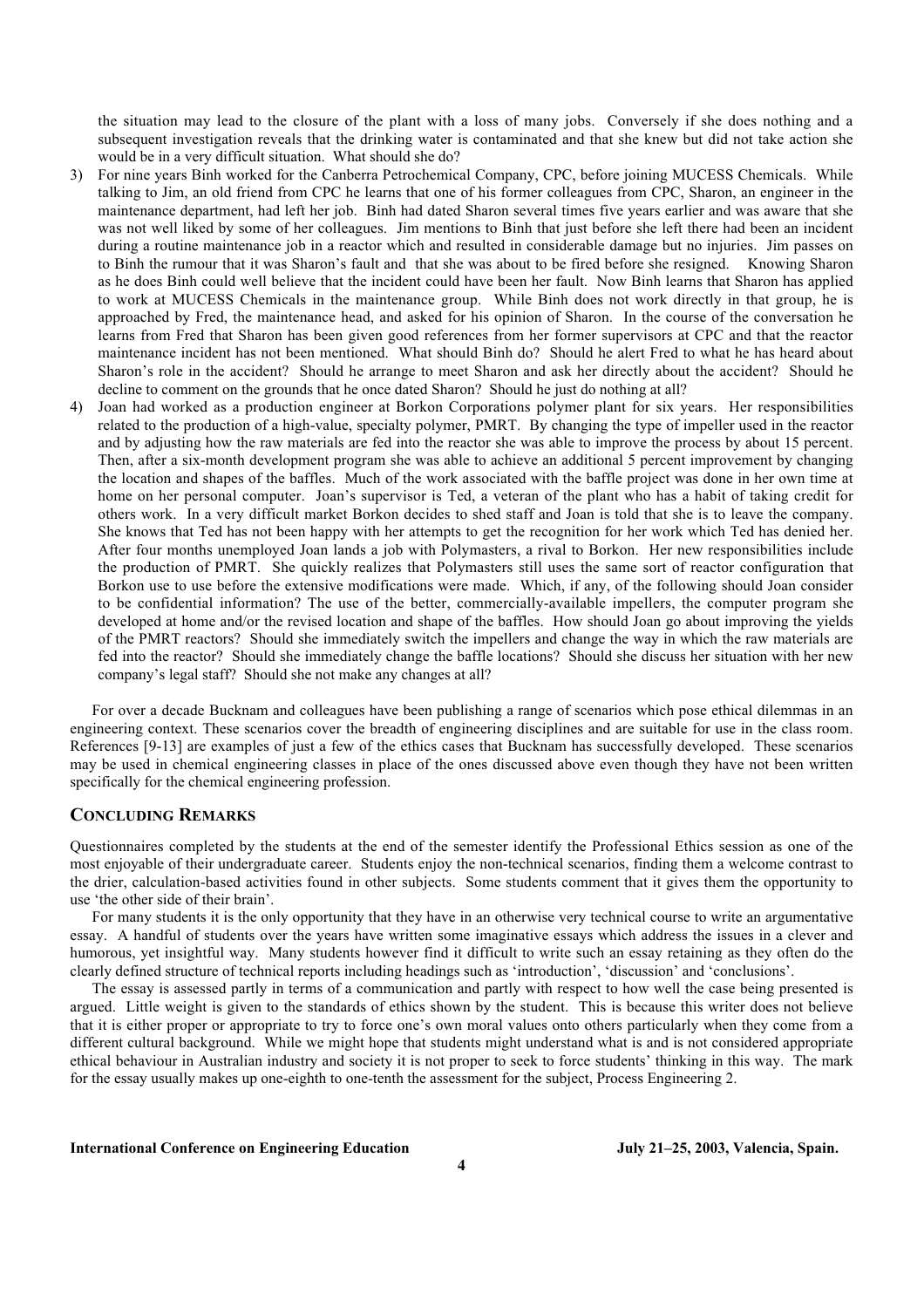the situation may lead to the closure of the plant with a loss of many jobs. Conversely if she does nothing and a subsequent investigation reveals that the drinking water is contaminated and that she knew but did not take action she would be in a very difficult situation. What should she do?

3) For nine years Binh worked for the Canberra Petrochemical Company, CPC, before joining MUCESS Chemicals. While talking to Jim, an old friend from CPC he learns that one of his former colleagues from CPC, Sharon, an engineer in the maintenance department, had left her job. Binh had dated Sharon several times five years earlier and was aware that she was not well liked by some of her colleagues. Jim mentions to Binh that just before she left there had been an incident during a routine maintenance job in a reactor which and resulted in considerable damage but no injuries. Jim passes on to Binh the rumour that it was Sharon's fault and that she was about to be fired before she resigned. Knowing Sharon as he does Binh could well believe that the incident could have been her fault. Now Binh learns that Sharon has applied to work at MUCESS Chemicals in the maintenance group. While Binh does not work directly in that group, he is approached by Fred, the maintenance head, and asked for his opinion of Sharon. In the course of the conversation he learns from Fred that Sharon has been given good references from her former supervisors at CPC and that the reactor maintenance incident has not been mentioned. What should Binh do? Should he alert Fred to what he has heard about Sharon's role in the accident? Should he arrange to meet Sharon and ask her directly about the accident? Should he decline to comment on the grounds that he once dated Sharon? Should he just do nothing at all?
4) Joan had worked as a production engineer at Borkon Corporations polymer plant for six years. Her responsibilities related to the production of a high-value, specialty polymer, PMRT. By changing the type of impeller used in the reactor and by adjusting how the raw materials are fed into the reactor she was able to improve the process by about 15 percent. Then, after a six-month development program she was able to achieve an additional 5 percent improvement by changing the location and shapes of the baffles. Much of the work associated with the baffle project was done in her own time at home on her personal computer. Joan's supervisor is Ted, a veteran of the plant who has a habit of taking credit for others work. In a very difficult market Borkon decides to shed staff and Joan is told that she is to leave the company. She knows that Ted has not been happy with her attempts to get the recognition for her work which Ted has denied her. After four months unemployed Joan lands a job with Polymasters, a rival to Borkon. Her new responsibilities include the production of PMRT. She quickly realizes that Polymasters still uses the same sort of reactor configuration that Borkon use to use before the extensive modifications were made. Which, if any, of the following should Joan consider to be confidential information? The use of the better, commercially-available impellers, the computer program she developed at home and/or the revised location and shape of the baffles. How should Joan go about improving the yields of the PMRT reactors? Should she immediately switch the impellers and change the way in which the raw materials are fed into the reactor? Should she immediately change the baffle locations? Should she discuss her situation with her new company's legal staff? Should she not make any changes at all?

For over a decade Bucknam and colleagues have been publishing a range of scenarios which pose ethical dilemmas in an engineering context. These scenarios cover the breadth of engineering disciplines and are suitable for use in the class room. References [9-13] are examples of just a few of the ethics cases that Bucknam has successfully developed. These scenarios may be used in chemical engineering classes in place of the ones discussed above even though they have not been written specifically for the chemical engineering profession.

## CONCLUDING REMARKS

Questionnaires completed by the students at the end of the semester identify the Professional Ethics session as one of the most enjoyable of their undergraduate career. Students enjoy the non-technical scenarios, finding them a welcome contrast to the drier, calculation-based activities found in other subjects. Some students comment that it gives them the opportunity to use 'the other side of their brain'.

For many students it is the only opportunity that they have in an otherwise very technical course to write an argumentative essay. A handful of students over the years have written some imaginative essays which address the issues in a clever and humorous, yet insightful way. Many students however find it difficult to write such an essay retaining as they often do the clearly defined structure of technical reports including headings such as 'introduction', 'discussion' and 'conclusions'.

The essay is assessed partly in terms of a communication and partly with respect to how well the case being presented is argued. Little weight is given to the standards of ethics shown by the student. This is because this writer does not believe that it is either proper or appropriate to try to force one's own moral values onto others particularly when they come from a different cultural background. While we might hope that students might understand what is and is not considered appropriate ethical behaviour in Australian industry and society it is not proper to seek to force students' thinking in this way. The mark for the essay usually makes up one-eighth to one-tenth the assessment for the subject, Process Engineering 2.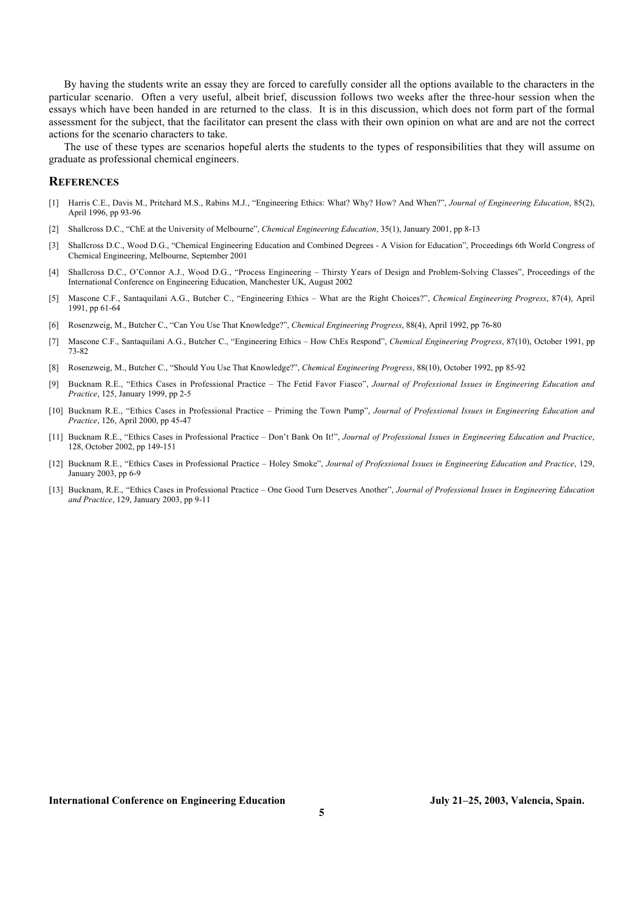By having the students write an essay they are forced to carefully consider all the options available to the characters in the particular scenario. Often a very useful, albeit brief, discussion follows two weeks after the three-hour session when the essays which have been handed in are returned to the class. It is in this discussion, which does not form part of the formal assessment for the subject, that the facilitator can present the class with their own opinion on what are and are not the correct actions for the scenario characters to take.

The use of these types are scenarios hopeful alerts the students to the types of responsibilities that they will assume on graduate as professional chemical engineers.

## REFERENCES

[1] Harris C.E., Davis M., Pritchard M.S., Rabins M.J., "Engineering Ethics: What? Why? How? And When?", *Journal of Engineering Education*, 85(2), April 1996, pp 93-96

[2] Shallcross D.C., "ChE at the University of Melbourne", *Chemical Engineering Education*, 35(1), January 2001, pp 8-13

[3] Shallcross D.C., Wood D.G., "Chemical Engineering Education and Combined Degrees - A Vision for Education", Proceedings 6th World Congress of Chemical Engineering, Melbourne, September 2001

[4] Shallcross D.C., O'Connor A.J., Wood D.G., "Process Engineering – Thirsty Years of Design and Problem-Solving Classes", Proceedings of the International Conference on Engineering Education, Manchester UK, August 2002

[5] Mascone C.F., Santaquilani A.G., Butcher C., "Engineering Ethics – What are the Right Choices?", *Chemical Engineering Progress*, 87(4), April 1991, pp 61-64

[6] Rosenzweig, M., Butcher C., "Can You Use That Knowledge?", *Chemical Engineering Progress*, 88(4), April 1992, pp 76-80

[7] Mascone C.F., Santaquilani A.G., Butcher C., "Engineering Ethics – How ChEs Respond", *Chemical Engineering Progress*, 87(10), October 1991, pp 73-82

[8] Rosenzweig, M., Butcher C., "Should You Use That Knowledge?", *Chemical Engineering Progress*, 88(10), October 1992, pp 85-92

[9] Bucknam R.E., "Ethics Cases in Professional Practice – The Fetid Favor Fiasco", *Journal of Professional Issues in Engineering Education and Practice*, 125, January 1999, pp 2-5

[10] Bucknam R.E., "Ethics Cases in Professional Practice – Priming the Town Pump", *Journal of Professional Issues in Engineering Education and Practice*, 126, April 2000, pp 45-47

[11] Bucknam R.E., "Ethics Cases in Professional Practice – Don't Bank On It!", *Journal of Professional Issues in Engineering Education and Practice*, 128, October 2002, pp 149-151

[12] Bucknam R.E., "Ethics Cases in Professional Practice – Holey Smoke", *Journal of Professional Issues in Engineering Education and Practice*, 129, January 2003, pp 6-9

[13] Bucknam, R.E., "Ethics Cases in Professional Practice – One Good Turn Deserves Another", *Journal of Professional Issues in Engineering Education and Practice*, 129, January 2003, pp 9-11